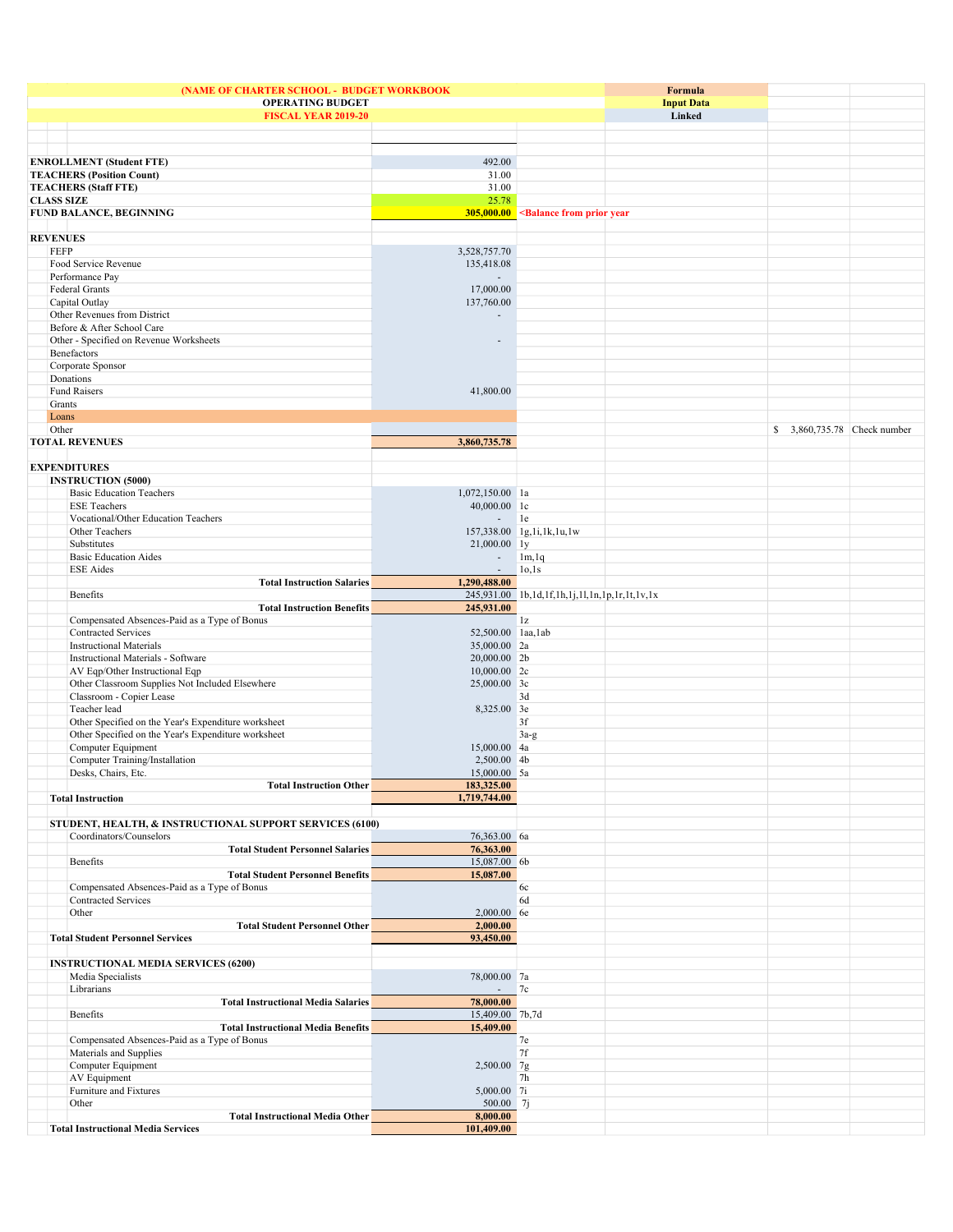| (NAME OF CHARTER SCHOOL - BUDGET WORKBOOK | | | Formula | | |
|---|---|---|---|---|---|
| OPERATING BUDGET | | | Input Data | | |
| FISCAL YEAR 2019-20 | | | Linked | | |
| | | | | | |
| **ENROLLMENT (Student FTE)** | 492.00 | | | | |
| **TEACHERS (Position Count)** | 31.00 | | | | |
| **TEACHERS (Staff FTE)** | 31.00 | | | | |
| **CLASS SIZE** | 25.78 | | | | |
| **FUND BALANCE, BEGINNING** | **305,000.00** | **<Balance from prior year** | | | |
| | | | | | |
| **REVENUES** | | | | | |
| FEFP | 3,528,757.70 | | | | |
| Food Service Revenue | 135,418.08 | | | | |
| Performance Pay | - | | | | |
| Federal Grants | 17,000.00 | | | | |
| Capital Outlay | 137,760.00 | | | | |
| Other Revenues from District | - | | | | |
| Before & After School Care | | | | | |
| Other - Specified on Revenue Worksheets | - | | | | |
| Benefactors | | | | | |
| Corporate Sponsor | | | | | |
| Donations | | | | | |
| Fund Raisers | 41,800.00 | | | | |
| Grants | | | | | |
| Loans | | | | | |
| Other | | | | $ 3,860,735.78 | Check number |
| **TOTAL REVENUES** | **3,860,735.78** | | | | |
| | | | | | |
| **EXPENDITURES** | | | | | |
| **INSTRUCTION (5000)** | | | | | |
| Basic Education Teachers | 1,072,150.00 | 1a | | | |
| ESE Teachers | 40,000.00 | 1c | | | |
| Vocational/Other Education Teachers | - | 1e | | | |
| Other Teachers | 157,338.00 | 1g,1i,1k,1u,1w | | | |
| Substitutes | 21,000.00 | 1y | | | |
| Basic Education Aides | - | 1m,1q | | | |
| ESE Aides | - | 1o,1s | | | |
| **Total Instruction Salaries** | **1,290,488.00** | | | | |
| Benefits | 245,931.00 | 1b,1d,1f,1h,1j,1l,1n,1p,1r,1t,1v,1x | | | |
| **Total Instruction Benefits** | **245,931.00** | | | | |
| Compensated Absences-Paid as a Type of Bonus | | 1z | | | |
| Contracted Services | 52,500.00 | 1aa,1ab | | | |
| Instructional Materials | 35,000.00 | 2a | | | |
| Instructional Materials - Software | 20,000.00 | 2b | | | |
| AV Eqp/Other Instructional Eqp | 10,000.00 | 2c | | | |
| Other Classroom Supplies Not Included Elsewhere | 25,000.00 | 3c | | | |
| Classroom - Copier Lease | | 3d | | | |
| Teacher lead | 8,325.00 | 3e | | | |
| Other Specified on the Year's Expenditure worksheet | | 3f | | | |
| Other Specified on the Year's Expenditure worksheet | | 3a-g | | | |
| Computer Equipment | 15,000.00 | 4a | | | |
| Computer Training/Installation | 2,500.00 | 4b | | | |
| Desks, Chairs, Etc. | 15,000.00 | 5a | | | |
| **Total Instruction Other** | **183,325.00** | | | | |
| **Total Instruction** | **1,719,744.00** | | | | |
| | | | | | |
| **STUDENT, HEALTH, & INSTRUCTIONAL SUPPORT SERVICES (6100)** | | | | | |
| Coordinators/Counselors | 76,363.00 | 6a | | | |
| **Total Student Personnel Salaries** | **76,363.00** | | | | |
| Benefits | 15,087.00 | 6b | | | |
| **Total Student Personnel Benefits** | **15,087.00** | | | | |
| Compensated Absences-Paid as a Type of Bonus | | 6c | | | |
| Contracted Services | | 6d | | | |
| Other | 2,000.00 | 6e | | | |
| **Total Student Personnel Other** | **2,000.00** | | | | |
| **Total Student Personnel Services** | **93,450.00** | | | | |
| | | | | | |
| **INSTRUCTIONAL MEDIA SERVICES (6200)** | | | | | |
| Media Specialists | 78,000.00 | 7a | | | |
| Librarians | - | 7c | | | |
| **Total Instructional Media Salaries** | **78,000.00** | | | | |
| Benefits | 15,409.00 | 7b,7d | | | |
| **Total Instructional Media Benefits** | **15,409.00** | | | | |
| Compensated Absences-Paid as a Type of Bonus | | 7e | | | |
| Materials and Supplies | | 7f | | | |
| Computer Equipment | 2,500.00 | 7g | | | |
| AV Equipment | | 7h | | | |
| Furniture and Fixtures | 5,000.00 | 7i | | | |
| Other | 500.00 | 7j | | | |
| **Total Instructional Media Other** | **8,000.00** | | | | |
| **Total Instructional Media Services** | **101,409.00** | | | | |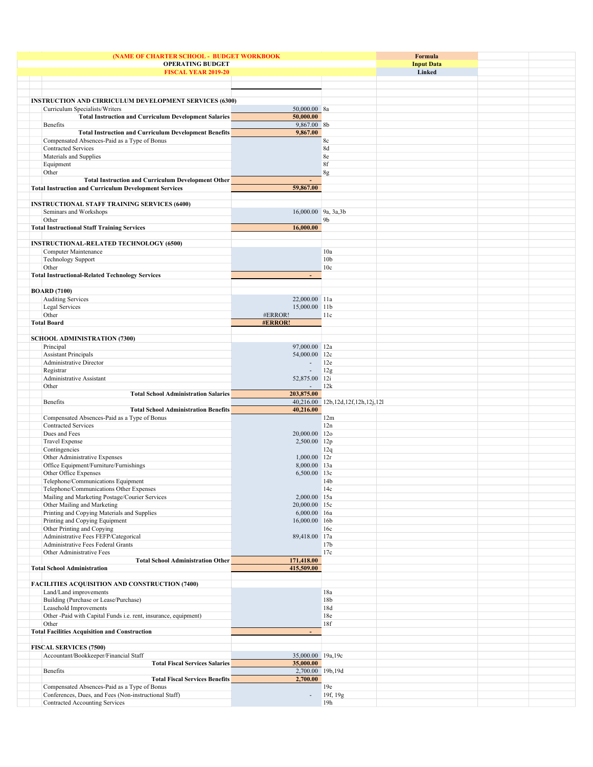| (NAME OF CHARTER SCHOOL - BUDGET WORKBOOK | | | Formula |
|---|---|---|---|
| OPERATING BUDGET | | | Input Data |
| FISCAL YEAR 2019-20 | | | Linked |

| | | | |
|---|---|---|---|
| **INSTRUCTION AND CIRRICULUM DEVELOPMENT SERVICES (6300)** | | | |
| Curriculum Specialists/Writers | 50,000.00 | 8a | |
| **Total Instruction and Curriculum Development Salaries** | **50,000.00** | | |
| Benefits | 9,867.00 | 8b | |
| **Total Instruction and Curriculum Development Benefits** | **9,867.00** | | |
| Compensated Absences-Paid as a Type of Bonus | | 8c | |
| Contracted Services | | 8d | |
| Materials and Supplies | | 8e | |
| Equipment | | 8f | |
| Other | | 8g | |
| **Total Instruction and Curriculum Development Other** | **-** | | |
| **Total Instruction and Curriculum Development Services** | **59,867.00** | | |
| | | | |
| **INSTRUCTIONAL STAFF TRAINING SERVICES (6400)** | | | |
| Seminars and Workshops | 16,000.00 | 9a, 3a,3b | |
| Other | | 9b | |
| **Total Instructional Staff Training Services** | **16,000.00** | | |
| | | | |
| **INSTRUCTIONAL-RELATED TECHNOLOGY (6500)** | | | |
| Computer Maintenance | | 10a | |
| Technology Support | | 10b | |
| Other | | 10c | |
| **Total Instructional-Related Technology Services** | **-** | | |
| | | | |
| **BOARD (7100)** | | | |
| Auditing Services | 22,000.00 | 11a | |
| Legal Services | 15,000.00 | 11b | |
| Other | #ERROR! | 11c | |
| **Total Board** | **#ERROR!** | | |
| | | | |
| **SCHOOL ADMINISTRATION (7300)** | | | |
| Principal | 97,000.00 | 12a | |
| Assistant Principals | 54,000.00 | 12c | |
| Administrative Director | - | 12e | |
| Registrar | - | 12g | |
| Administrative Assistant | 52,875.00 | 12i | |
| Other | - | 12k | |
| **Total School Administration Salaries** | **203,875.00** | | |
| Benefits | 40,216.00 | 12b,12d,12f,12h,12j,12l | |
| **Total School Administration Benefits** | **40,216.00** | | |
| Compensated Absences-Paid as a Type of Bonus | | 12m | |
| Contracted Services | | 12n | |
| Dues and Fees | 20,000.00 | 12o | |
| Travel Expense | 2,500.00 | 12p | |
| Contingencies | | 12q | |
| Other Administrative Expenses | 1,000.00 | 12r | |
| Office Equipment/Furniture/Furnishings | 8,000.00 | 13a | |
| Other Office Expenses | 6,500.00 | 13c | |
| Telephone/Communications Equipment | | 14b | |
| Telephone/Communications Other Expenses | | 14c | |
| Mailing and Marketing Postage/Courier Services | 2,000.00 | 15a | |
| Other Mailing and Marketing | 20,000.00 | 15c | |
| Printing and Copying Materials and Supplies | 6,000.00 | 16a | |
| Printing and Copying Equipment | 16,000.00 | 16b | |
| Other Printing and Copying | | 16c | |
| Administrative Fees FEFP/Categorical | 89,418.00 | 17a | |
| Administrative Fees Federal Grants | | 17b | |
| Other Administrative Fees | | 17c | |
| **Total School Administration Other** | **171,418.00** | | |
| **Total School Administration** | **415,509.00** | | |
| | | | |
| **FACILITIES ACQUISITION AND CONSTRUCTION (7400)** | | | |
| Land/Land improvements | | 18a | |
| Building (Purchase or Lease/Purchase) | | 18b | |
| Leasehold Improvements | | 18d | |
| Other -Paid with Capital Funds i.e. rent, insurance, equipment) | | 18e | |
| Other | | 18f | |
| **Total Facilities Acquisition and Construction** | **-** | | |
| | | | |
| **FISCAL SERVICES (7500)** | | | |
| Accountant/Bookkeeper/Financial Staff | 35,000.00 | 19a,19c | |
| **Total Fiscal Services Salaries** | **35,000.00** | | |
| Benefits | 2,700.00 | 19b,19d | |
| **Total Fiscal Services Benefits** | **2,700.00** | | |
| Compensated Absences-Paid as a Type of Bonus | | 19e | |
| Conferences, Dues, and Fees (Non-instructional Staff) | - | 19f, 19g | |
| Contracted Accounting Services | | 19h | |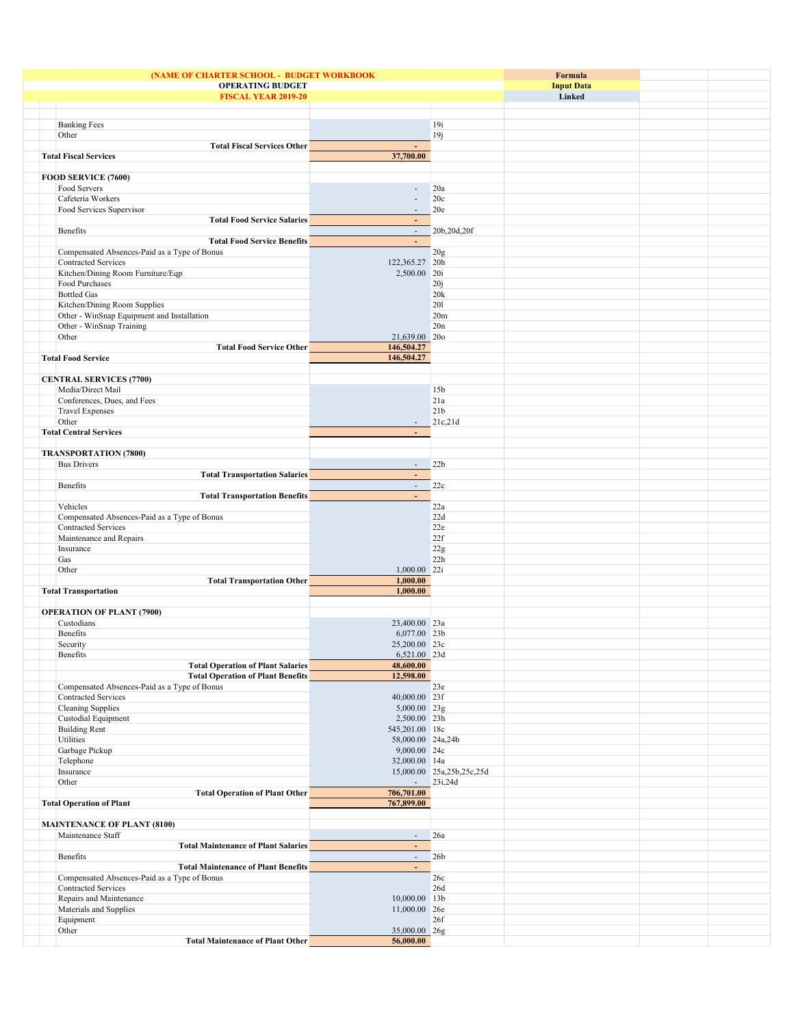| (NAME OF CHARTER SCHOOL - BUDGET WORKBOOK | | | Formula |
|---|---|---|---|
| OPERATING BUDGET | | | Input Data |
| FISCAL YEAR 2019-20 | | | Linked |
| | | | |
| Banking Fees | | 19i | |
| Other | | 19j | |
| Total Fiscal Services Other | - | | |
| **Total Fiscal Services** | 37,700.00 | | |
| | | | |
| **FOOD SERVICE (7600)** | | | |
| Food Servers | - | 20a | |
| Cafeteria Workers | - | 20c | |
| Food Services Supervisor | - | 20e | |
| Total Food Service Salaries | - | | |
| Benefits | - | 20b,20d,20f | |
| Total Food Service Benefits | - | | |
| Compensated Absences-Paid as a Type of Bonus | | 20g | |
| Contracted Services | 122,365.27 | 20h | |
| Kitchen/Dining Room Furniture/Eqp | 2,500.00 | 20i | |
| Food Purchases | | 20j | |
| Bottled Gas | | 20k | |
| Kitchen/Dining Room Supplies | | 20l | |
| Other - WinSnap Equipment and Installation | | 20m | |
| Other - WinSnap Training | | 20n | |
| Other | 21,639.00 | 20o | |
| Total Food Service Other | 146,504.27 | | |
| **Total Food Service** | 146,504.27 | | |
| | | | |
| **CENTRAL SERVICES (7700)** | | | |
| Media/Direct Mail | | 15b | |
| Conferences, Dues, and Fees | | 21a | |
| Travel Expenses | | 21b | |
| Other | - | 21c,21d | |
| **Total Central Services** | - | | |
| | | | |
| **TRANSPORTATION (7800)** | | | |
| Bus Drivers | - | 22b | |
| Total Transportation Salaries | - | | |
| Benefits | - | 22c | |
| Total Transportation Benefits | - | | |
| Vehicles | | 22a | |
| Compensated Absences-Paid as a Type of Bonus | | 22d | |
| Contracted Services | | 22e | |
| Maintenance and Repairs | | 22f | |
| Insurance | | 22g | |
| Gas | | 22h | |
| Other | 1,000.00 | 22i | |
| Total Transportation Other | 1,000.00 | | |
| **Total Transportation** | 1,000.00 | | |
| | | | |
| **OPERATION OF PLANT (7900)** | | | |
| Custodians | 23,400.00 | 23a | |
| Benefits | 6,077.00 | 23b | |
| Security | 25,200.00 | 23c | |
| Benefits | 6,521.00 | 23d | |
| Total Operation of Plant Salaries | 48,600.00 | | |
| Total Operation of Plant Benefits | 12,598.00 | | |
| Compensated Absences-Paid as a Type of Bonus | | 23e | |
| Contracted Services | 40,000.00 | 23f | |
| Cleaning Supplies | 5,000.00 | 23g | |
| Custodial Equipment | 2,500.00 | 23h | |
| Building Rent | 545,201.00 | 18c | |
| Utilities | 58,000.00 | 24a,24b | |
| Garbage Pickup | 9,000.00 | 24c | |
| Telephone | 32,000.00 | 14a | |
| Insurance | 15,000.00 | 25a,25b,25c,25d | |
| Other | - | 23i,24d | |
| Total Operation of Plant Other | 706,701.00 | | |
| **Total Operation of Plant** | 767,899.00 | | |
| | | | |
| **MAINTENANCE OF PLANT (8100)** | | | |
| Maintenance Staff | - | 26a | |
| Total Maintenance of Plant Salaries | - | | |
| Benefits | - | 26b | |
| Total Maintenance of Plant Benefits | - | | |
| Compensated Absences-Paid as a Type of Bonus | | 26c | |
| Contracted Services | | 26d | |
| Repairs and Maintenance | 10,000.00 | 13b | |
| Materials and Supplies | 11,000.00 | 26e | |
| Equipment | | 26f | |
| Other | 35,000.00 | 26g | |
| Total Maintenance of Plant Other | 56,000.00 | | |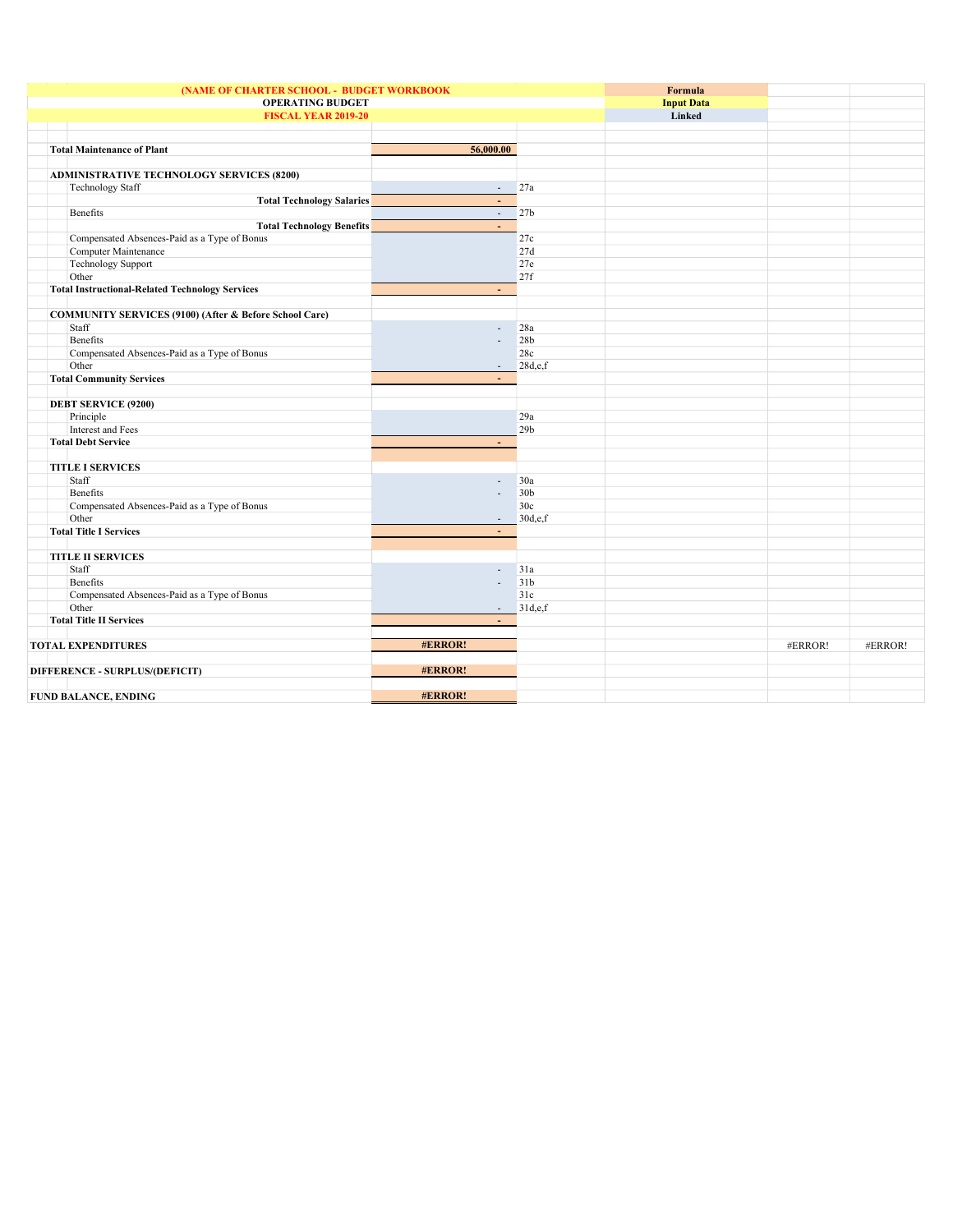| | | | | | |
|---|---|---|---|---|---|
| (NAME OF CHARTER SCHOOL - BUDGET WORKBOOK | | | Formula | | |
| OPERATING BUDGET | | | Input Data | | |
| FISCAL YEAR 2019-20 | | | Linked | | |
| | | | | | |
| Total Maintenance of Plant | 56,000.00 | | | | |
| | | | | | |
| ADMINISTRATIVE TECHNOLOGY SERVICES (8200) | | | | | |
| Technology Staff | - | 27a | | | |
| Total Technology Salaries | - | | | | |
| Benefits | - | 27b | | | |
| Total Technology Benefits | - | | | | |
| Compensated Absences-Paid as a Type of Bonus | | 27c | | | |
| Computer Maintenance | | 27d | | | |
| Technology Support | | 27e | | | |
| Other | | 27f | | | |
| Total Instructional-Related Technology Services | - | | | | |
| | | | | | |
| COMMUNITY SERVICES (9100) (After & Before School Care) | | | | | |
| Staff | - | 28a | | | |
| Benefits | - | 28b | | | |
| Compensated Absences-Paid as a Type of Bonus | | 28c | | | |
| Other | - | 28d,e,f | | | |
| Total Community Services | - | | | | |
| | | | | | |
| DEBT SERVICE (9200) | | | | | |
| Principle | | 29a | | | |
| Interest and Fees | | 29b | | | |
| Total Debt Service | - | | | | |
| | | | | | |
| TITLE I SERVICES | | | | | |
| Staff | - | 30a | | | |
| Benefits | - | 30b | | | |
| Compensated Absences-Paid as a Type of Bonus | | 30c | | | |
| Other | - | 30d,e,f | | | |
| Total Title I Services | - | | | | |
| | | | | | |
| TITLE II SERVICES | | | | | |
| Staff | - | 31a | | | |
| Benefits | - | 31b | | | |
| Compensated Absences-Paid as a Type of Bonus | | 31c | | | |
| Other | - | 31d,e,f | | | |
| Total Title II Services | - | | | | |
| | | | | | |
| TOTAL EXPENDITURES | #ERROR! | | | #ERROR! | #ERROR! |
| | | | | | |
| DIFFERENCE - SURPLUS/(DEFICIT) | #ERROR! | | | | |
| | | | | | |
| FUND BALANCE, ENDING | #ERROR! | | | | |